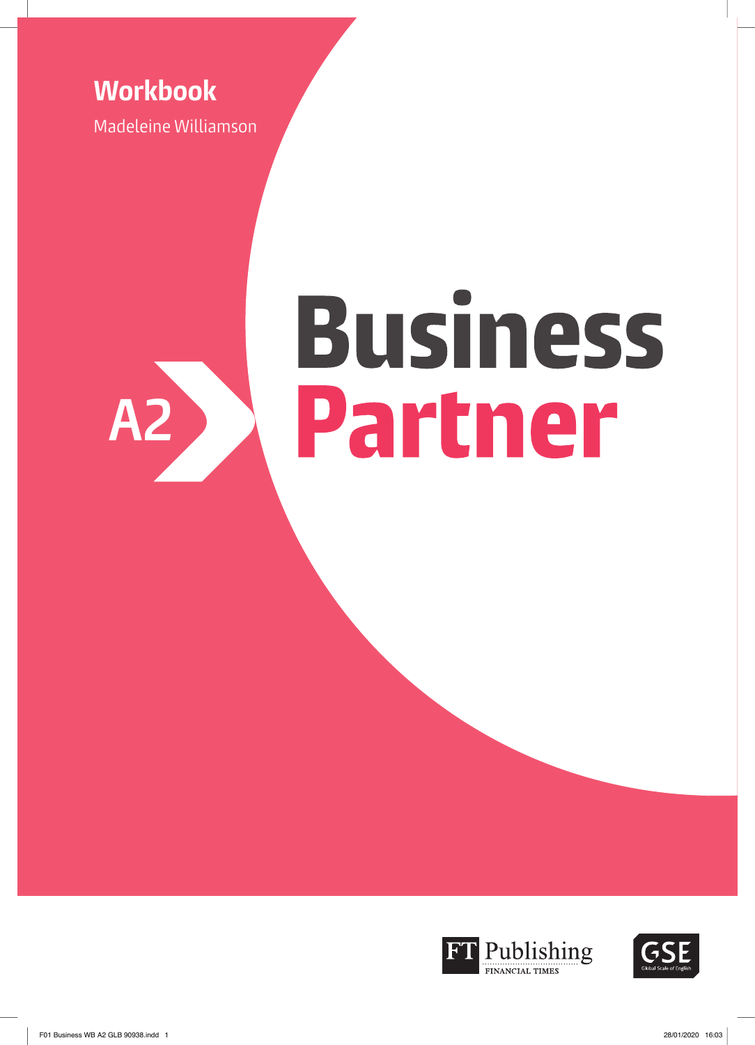**Workbook**

Madeleine Williamson

A2

# Business Partner

FT Publishing
FINANCIAL TIMES

GSE
Global Scale of English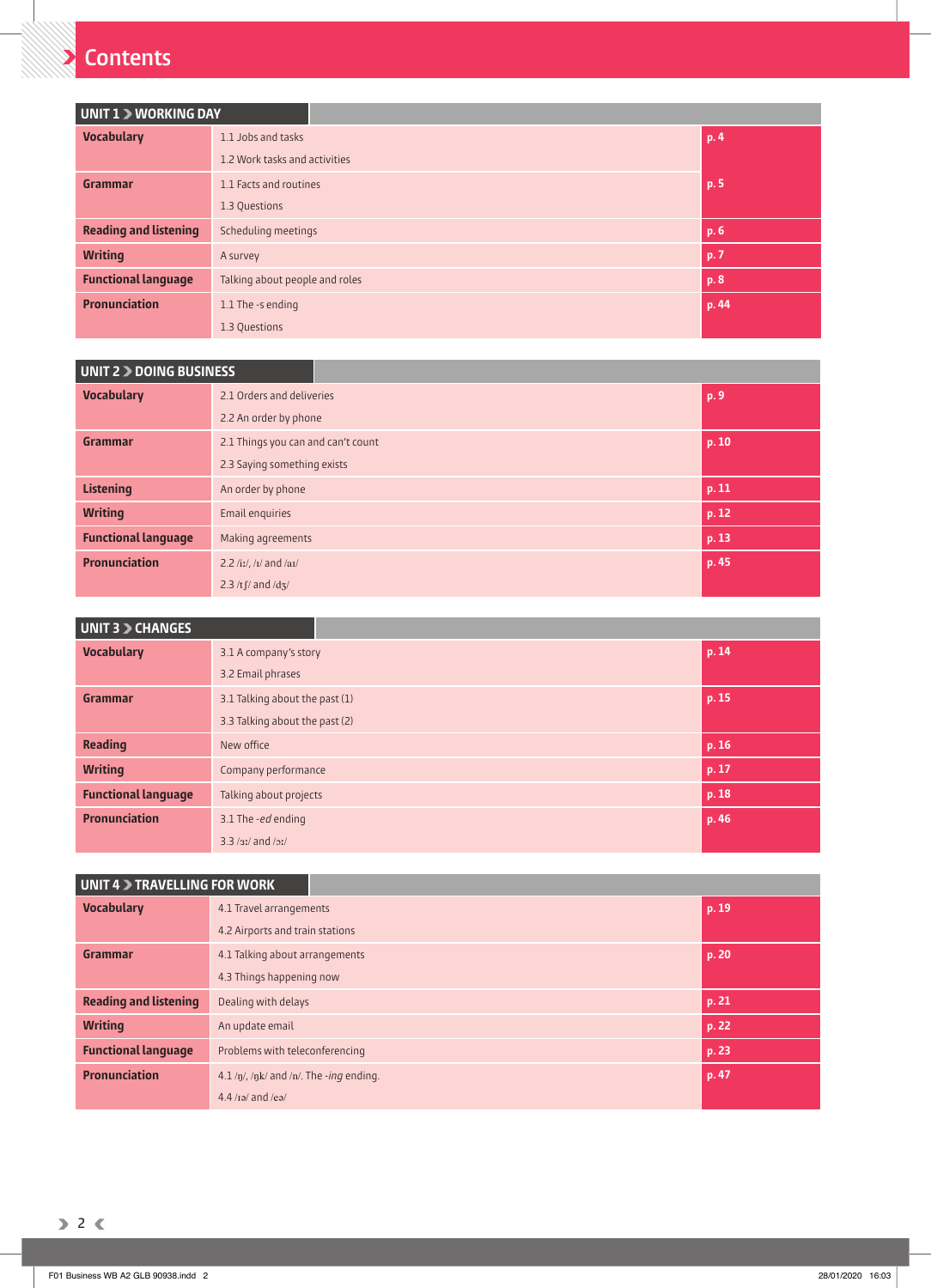# Contents

| UNIT 1 › WORKING DAY | | |
|---|---|---|
| **Vocabulary** | 1.1 Jobs and tasks<br>1.2 Work tasks and activities | p. 4 |
| **Grammar** | 1.1 Facts and routines<br>1.3 Questions | p. 5 |
| **Reading and listening** | Scheduling meetings | p. 6 |
| **Writing** | A survey | p. 7 |
| **Functional language** | Talking about people and roles | p. 8 |
| **Pronunciation** | 1.1 The -s ending<br>1.3 Questions | p. 44 |

| UNIT 2 › DOING BUSINESS | | |
|---|---|---|
| **Vocabulary** | 2.1 Orders and deliveries<br>2.2 An order by phone | p. 9 |
| **Grammar** | 2.1 Things you can and can't count<br>2.3 Saying something exists | p. 10 |
| **Listening** | An order by phone | p. 11 |
| **Writing** | Email enquiries | p. 12 |
| **Functional language** | Making agreements | p. 13 |
| **Pronunciation** | 2.2 /iː/, /ɪ/ and /aɪ/<br>2.3 /tʃ/ and /dʒ/ | p. 45 |

| UNIT 3 › CHANGES | | |
|---|---|---|
| **Vocabulary** | 3.1 A company's story<br>3.2 Email phrases | p. 14 |
| **Grammar** | 3.1 Talking about the past (1)<br>3.3 Talking about the past (2) | p. 15 |
| **Reading** | New office | p. 16 |
| **Writing** | Company performance | p. 17 |
| **Functional language** | Talking about projects | p. 18 |
| **Pronunciation** | 3.1 The -*ed* ending<br>3.3 /ɜː/ and /ɔː/ | p. 46 |

| UNIT 4 › TRAVELLING FOR WORK | | |
|---|---|---|
| **Vocabulary** | 4.1 Travel arrangements<br>4.2 Airports and train stations | p. 19 |
| **Grammar** | 4.1 Talking about arrangements<br>4.3 Things happening now | p. 20 |
| **Reading and listening** | Dealing with delays | p. 21 |
| **Writing** | An update email | p. 22 |
| **Functional language** | Problems with teleconferencing | p. 23 |
| **Pronunciation** | 4.1 /ŋ/, /ŋk/ and /n/. The -*ing* ending.<br>4.4 /ɪə/ and /eə/ | p. 47 |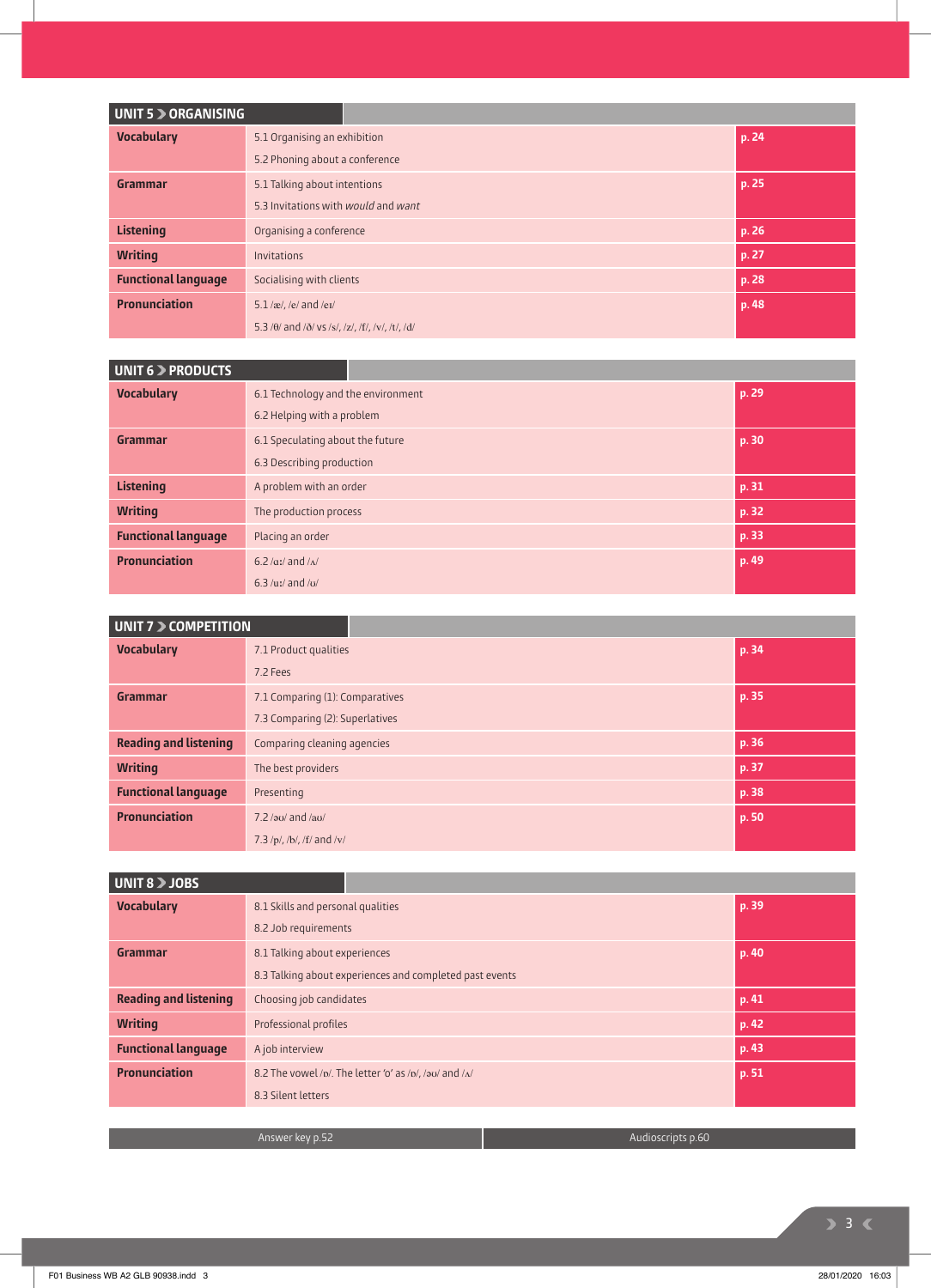## UNIT 5 › ORGANISING

| | | |
|---|---|---|
| **Vocabulary** | 5.1 Organising an exhibition<br>5.2 Phoning about a conference | p. 24 |
| **Grammar** | 5.1 Talking about intentions<br>5.3 Invitations with *would* and *want* | p. 25 |
| **Listening** | Organising a conference | p. 26 |
| **Writing** | Invitations | p. 27 |
| **Functional language** | Socialising with clients | p. 28 |
| **Pronunciation** | 5.1 /æ/, /e/ and /eɪ/<br>5.3 /θ/ and /ð/ vs /s/, /z/, /f/, /v/, /t/, /d/ | p. 48 |

## UNIT 6 › PRODUCTS

| | | |
|---|---|---|
| **Vocabulary** | 6.1 Technology and the environment<br>6.2 Helping with a problem | p. 29 |
| **Grammar** | 6.1 Speculating about the future<br>6.3 Describing production | p. 30 |
| **Listening** | A problem with an order | p. 31 |
| **Writing** | The production process | p. 32 |
| **Functional language** | Placing an order | p. 33 |
| **Pronunciation** | 6.2 /ɑː/ and /ʌ/<br>6.3 /uː/ and /ʊ/ | p. 49 |

## UNIT 7 › COMPETITION

| | | |
|---|---|---|
| **Vocabulary** | 7.1 Product qualities<br>7.2 Fees | p. 34 |
| **Grammar** | 7.1 Comparing (1): Comparatives<br>7.3 Comparing (2): Superlatives | p. 35 |
| **Reading and listening** | Comparing cleaning agencies | p. 36 |
| **Writing** | The best providers | p. 37 |
| **Functional language** | Presenting | p. 38 |
| **Pronunciation** | 7.2 /əʊ/ and /aʊ/<br>7.3 /p/, /b/, /f/ and /v/ | p. 50 |

## UNIT 8 › JOBS

| | | |
|---|---|---|
| **Vocabulary** | 8.1 Skills and personal qualities<br>8.2 Job requirements | p. 39 |
| **Grammar** | 8.1 Talking about experiences<br>8.3 Talking about experiences and completed past events | p. 40 |
| **Reading and listening** | Choosing job candidates | p. 41 |
| **Writing** | Professional profiles | p. 42 |
| **Functional language** | A job interview | p. 43 |
| **Pronunciation** | 8.2 The vowel /ɒ/. The letter 'o' as /ɒ/, /əʊ/ and /ʌ/<br>8.3 Silent letters | p. 51 |

Answer key p.52 | Audioscripts p.60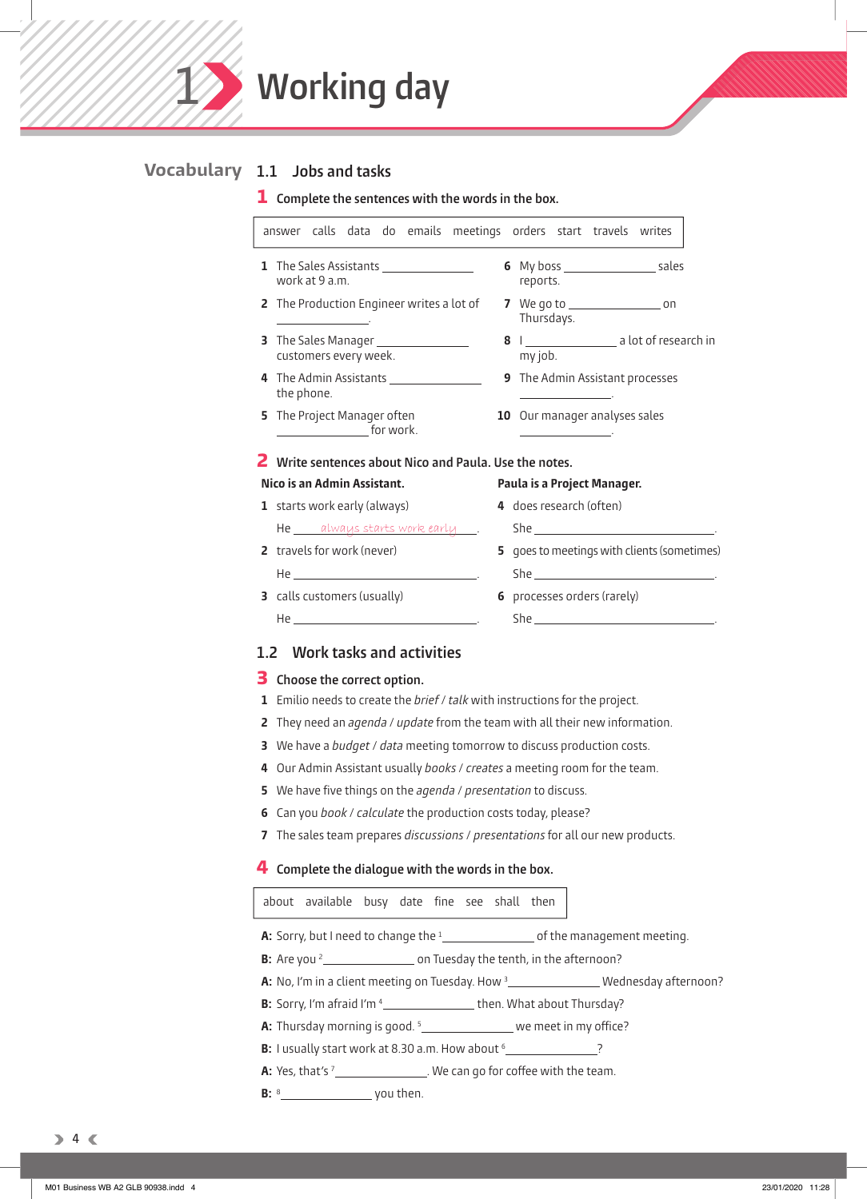# 1 Working day

## Vocabulary

### 1.1 Jobs and tasks

**1 Complete the sentences with the words in the box.**

| answer calls data do emails meetings orders start travels writes |
|---|

1 The Sales Assistants ______________ work at 9 a.m.
2 The Production Engineer writes a lot of ______________.
3 The Sales Manager ______________ customers every week.
4 The Admin Assistants ______________ the phone.
5 The Project Manager often ______________ for work.
6 My boss ______________ sales reports.
7 We go to ______________ on Thursdays.
8 I ______________ a lot of research in my job.
9 The Admin Assistant processes ______________.
10 Our manager analyses sales ______________.

**2 Write sentences about Nico and Paula. Use the notes.**

**Nico is an Admin Assistant.**

1 starts work early (always)
He ___*always starts work early*___.
2 travels for work (never)
He ______________.
3 calls customers (usually)
He ______________.

**Paula is a Project Manager.**

4 does research (often)
She ______________.
5 goes to meetings with clients (sometimes)
She ______________.
6 processes orders (rarely)
She ______________.

### 1.2 Work tasks and activities

**3 Choose the correct option.**

1 Emilio needs to create the *brief* / *talk* with instructions for the project.
2 They need an *agenda* / *update* from the team with all their new information.
3 We have a *budget* / *data* meeting tomorrow to discuss production costs.
4 Our Admin Assistant usually *books* / *creates* a meeting room for the team.
5 We have five things on the *agenda* / *presentation* to discuss.
6 Can you *book* / *calculate* the production costs today, please?
7 The sales team prepares *discussions* / *presentations* for all our new products.

**4 Complete the dialogue with the words in the box.**

| about available busy date fine see shall then |
|---|

**A:** Sorry, but I need to change the [1] ______________ of the management meeting.
**B:** Are you [2] ______________ on Tuesday the tenth, in the afternoon?
**A:** No, I'm in a client meeting on Tuesday. How [3] ______________ Wednesday afternoon?
**B:** Sorry, I'm afraid I'm [4] ______________ then. What about Thursday?
**A:** Thursday morning is good. [5] ______________ we meet in my office?
**B:** I usually start work at 8.30 a.m. How about [6] ______________?
**A:** Yes, that's [7] ______________. We can go for coffee with the team.
**B:** [8] ______________ you then.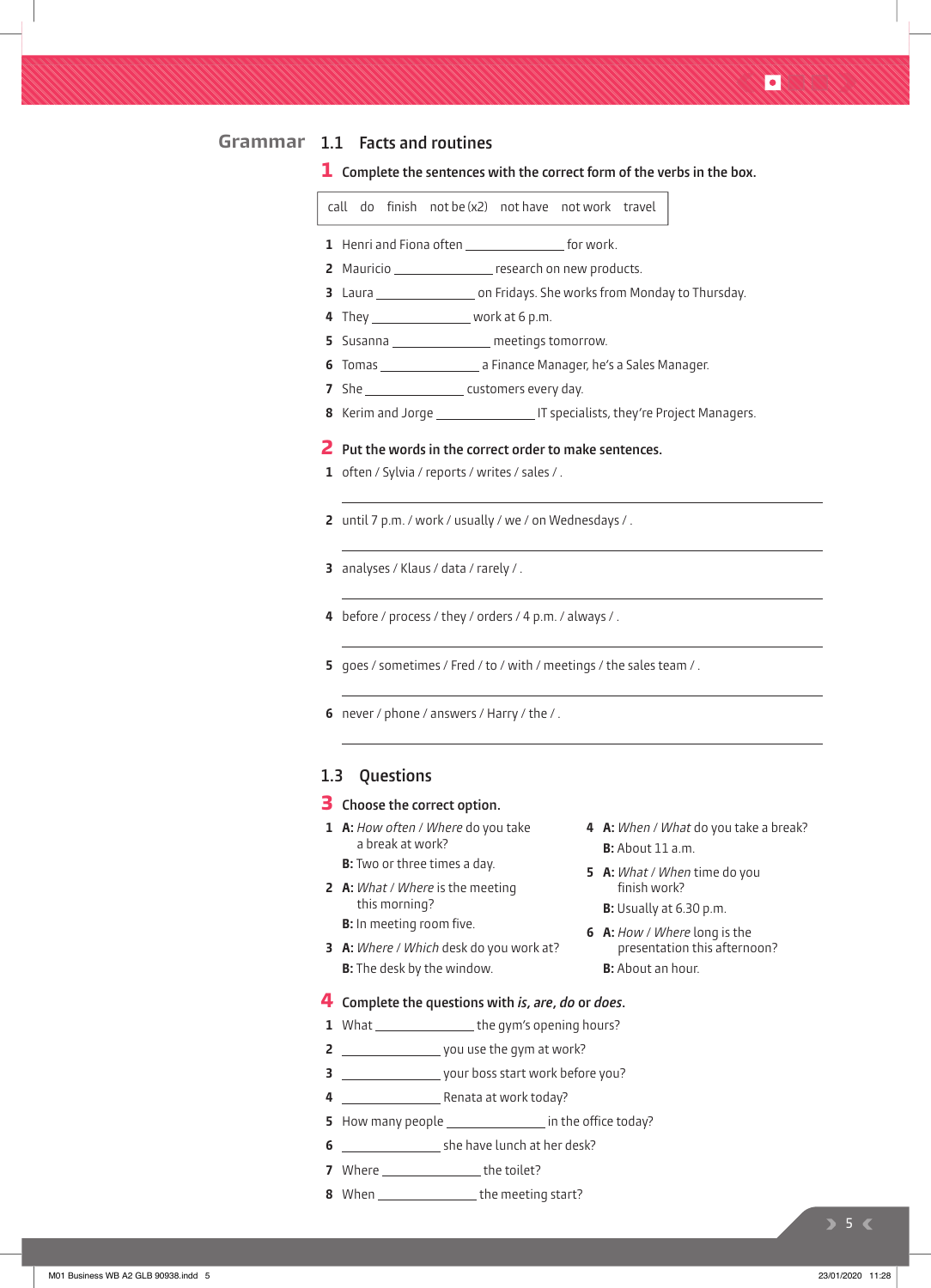## Grammar

### 1.1 Facts and routines

**1** **Complete the sentences with the correct form of the verbs in the box.**

| call do finish not be (x2) not have not work travel |
|---|

1. Henri and Fiona often ______________ for work.
2. Mauricio ______________ research on new products.
3. Laura ______________ on Fridays. She works from Monday to Thursday.
4. They ______________ work at 6 p.m.
5. Susanna ______________ meetings tomorrow.
6. Tomas ______________ a Finance Manager, he's a Sales Manager.
7. She ______________ customers every day.
8. Kerim and Jorge ______________ IT specialists, they're Project Managers.

**2** **Put the words in the correct order to make sentences.**

1. often / Sylvia / reports / writes / sales / .
   ______________________________________________
2. until 7 p.m. / work / usually / we / on Wednesdays / .
   ______________________________________________
3. analyses / Klaus / data / rarely / .
   ______________________________________________
4. before / process / they / orders / 4 p.m. / always / .
   ______________________________________________
5. goes / sometimes / Fred / to / with / meetings / the sales team / .
   ______________________________________________
6. never / phone / answers / Harry / the / .
   ______________________________________________

### 1.3 Questions

**3** **Choose the correct option.**

1. **A:** *How often* / *Where* do you take a break at work?
   **B:** Two or three times a day.
2. **A:** *What* / *Where* is the meeting this morning?
   **B:** In meeting room five.
3. **A:** *Where* / *Which* desk do you work at?
   **B:** The desk by the window.
4. **A:** *When* / *What* do you take a break?
   **B:** About 11 a.m.
5. **A:** *What* / *When* time do you finish work?
   **B:** Usually at 6.30 p.m.
6. **A:** *How* / *Where* long is the presentation this afternoon?
   **B:** About an hour.

**4** **Complete the questions with *is*, *are*, *do* or *does*.**

1. What ______________ the gym's opening hours?
2. ______________ you use the gym at work?
3. ______________ your boss start work before you?
4. ______________ Renata at work today?
5. How many people ______________ in the office today?
6. ______________ she have lunch at her desk?
7. Where ______________ the toilet?
8. When ______________ the meeting start?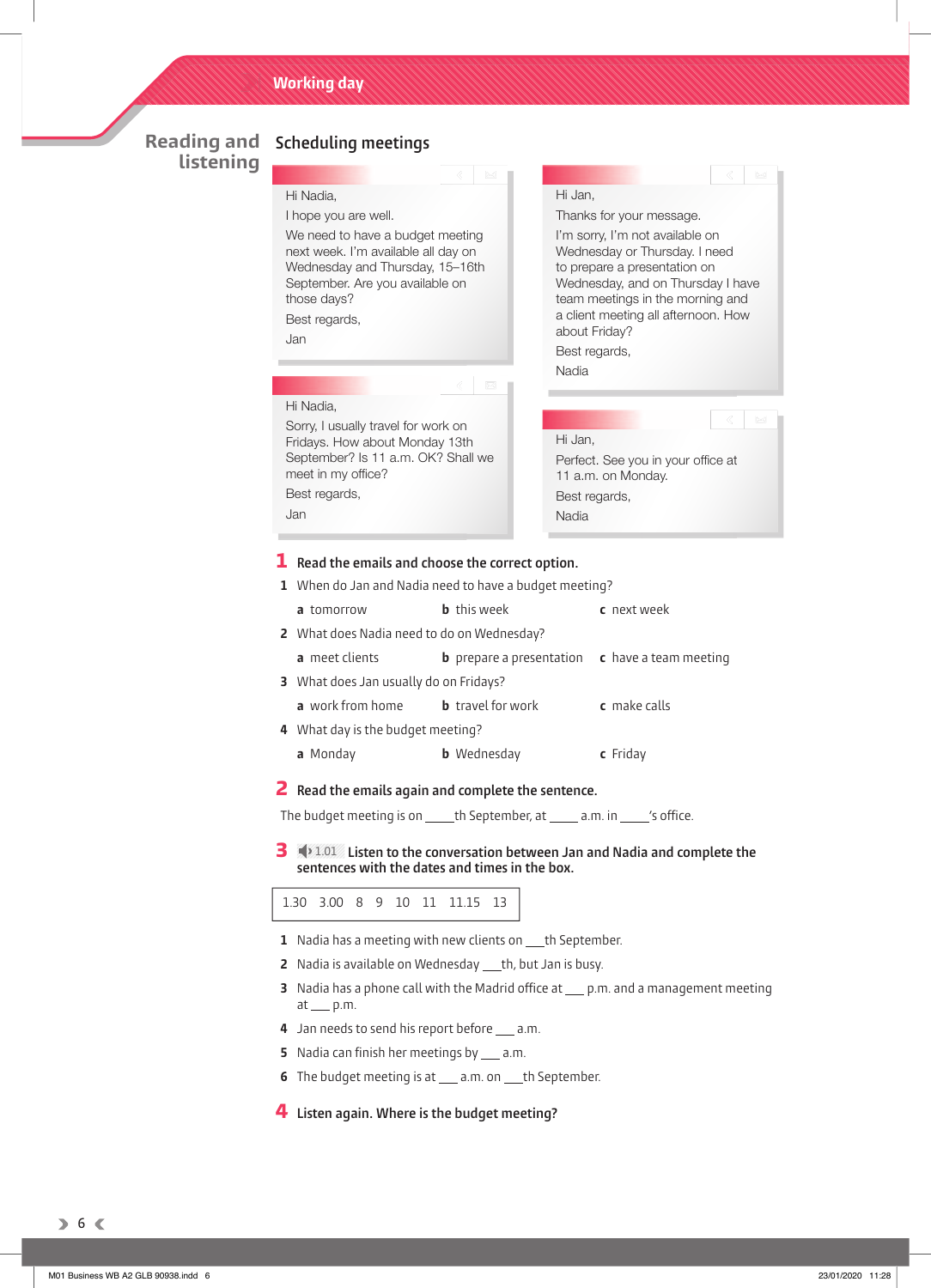# Working day

## Reading and listening

### Scheduling meetings

Hi Nadia,

I hope you are well.

We need to have a budget meeting next week. I'm available all day on Wednesday and Thursday, 15–16th September. Are you available on those days?

Best regards,

Jan

---

Hi Jan,

Thanks for your message.

I'm sorry, I'm not available on Wednesday or Thursday. I need to prepare a presentation on Wednesday, and on Thursday I have team meetings in the morning and a client meeting all afternoon. How about Friday?

Best regards,

Nadia

---

Hi Nadia,

Sorry, I usually travel for work on Fridays. How about Monday 13th September? Is 11 a.m. OK? Shall we meet in my office?

Best regards,

Jan

---

Hi Jan,

Perfect. See you in your office at 11 a.m. on Monday.

Best regards,

Nadia

---

**1 Read the emails and choose the correct option.**

1 When do Jan and Nadia need to have a budget meeting?

   **a** tomorrow  **b** this week  **c** next week

2 What does Nadia need to do on Wednesday?

   **a** meet clients  **b** prepare a presentation  **c** have a team meeting

3 What does Jan usually do on Fridays?

   **a** work from home  **b** travel for work  **c** make calls

4 What day is the budget meeting?

   **a** Monday  **b** Wednesday  **c** Friday

**2 Read the emails again and complete the sentence.**

The budget meeting is on ____th September, at ____ a.m. in ____'s office.

**3** 1.01 **Listen to the conversation between Jan and Nadia and complete the sentences with the dates and times in the box.**

| 1.30 3.00 8 9 10 11 11.15 13 |
|---|

1 Nadia has a meeting with new clients on ___th September.

2 Nadia is available on Wednesday ___th, but Jan is busy.

3 Nadia has a phone call with the Madrid office at ___ p.m. and a management meeting at ___ p.m.

4 Jan needs to send his report before ___ a.m.

5 Nadia can finish her meetings by ___ a.m.

6 The budget meeting is at ___ a.m. on ___th September.

**4 Listen again. Where is the budget meeting?**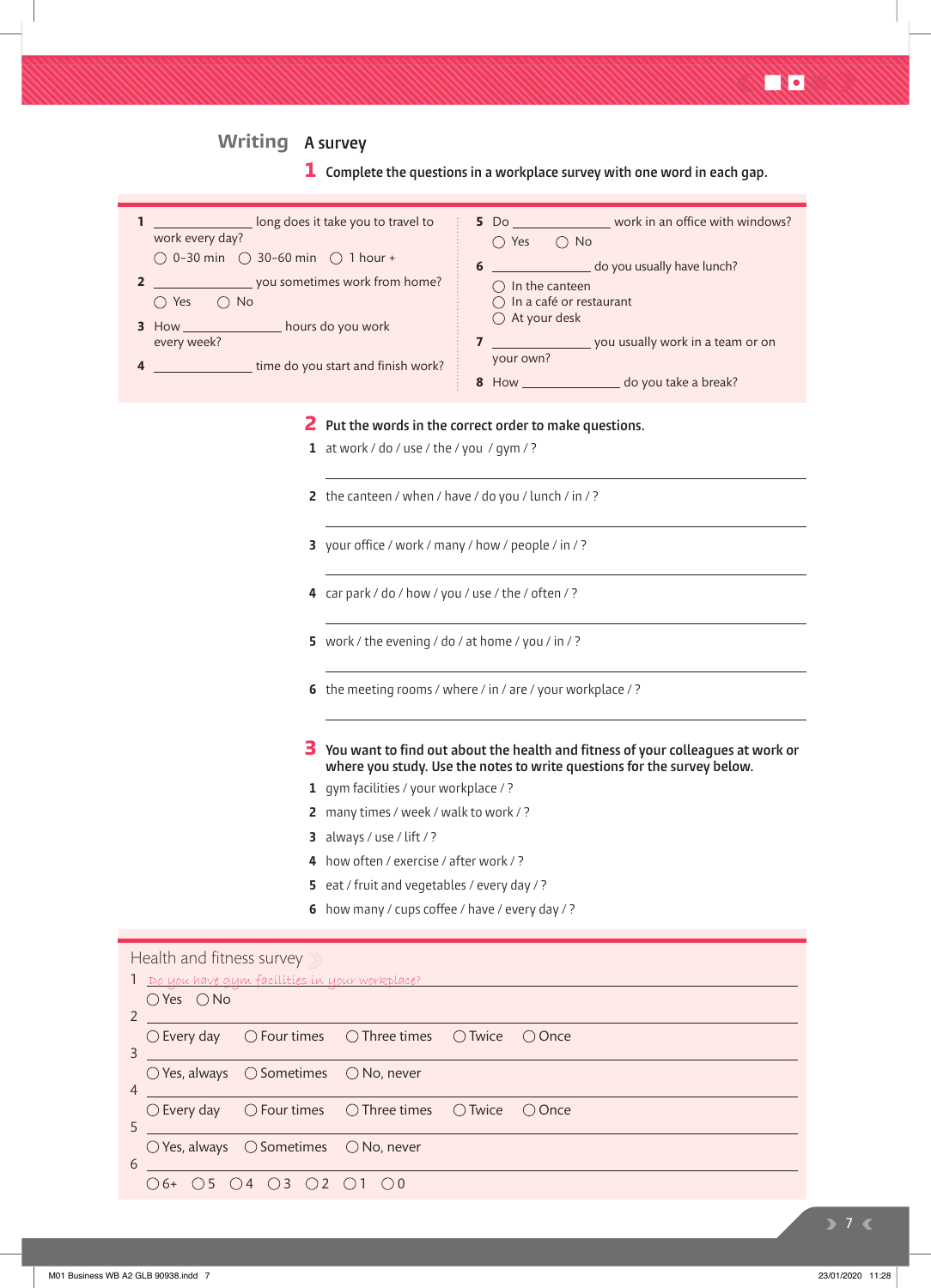## Writing A survey

**1** Complete the questions in a workplace survey with one word in each gap.

1 ____________ long does it take you to travel to work every day?
◯ 0–30 min ◯ 30–60 min ◯ 1 hour +

2 ____________ you sometimes work from home?
◯ Yes ◯ No

3 How ____________ hours do you work every week?

4 ____________ time do you start and finish work?

5 Do ____________ work in an office with windows?
◯ Yes ◯ No

6 ____________ do you usually have lunch?
◯ In the canteen
◯ In a café or restaurant
◯ At your desk

7 ____________ you usually work in a team or on your own?

8 How ____________ do you take a break?

**2** Put the words in the correct order to make questions.

1 at work / do / use / the / you / gym / ?

____________________________________________

2 the canteen / when / have / do you / lunch / in / ?

____________________________________________

3 your office / work / many / how / people / in / ?

____________________________________________

4 car park / do / how / you / use / the / often / ?

____________________________________________

5 work / the evening / do / at home / you / in / ?

____________________________________________

6 the meeting rooms / where / in / are / your workplace / ?

____________________________________________

**3** You want to find out about the health and fitness of your colleagues at work or where you study. Use the notes to write questions for the survey below.

1 gym facilities / your workplace / ?
2 many times / week / walk to work / ?
3 always / use / lift / ?
4 how often / exercise / after work / ?
5 eat / fruit and vegetables / every day / ?
6 how many / cups coffee / have / every day / ?

### Health and fitness survey

1 *Do you have gym facilities in your workplace?*
◯ Yes ◯ No

2 ____________________________________________
◯ Every day ◯ Four times ◯ Three times ◯ Twice ◯ Once

3 ____________________________________________
◯ Yes, always ◯ Sometimes ◯ No, never

4 ____________________________________________
◯ Every day ◯ Four times ◯ Three times ◯ Twice ◯ Once

5 ____________________________________________
◯ Yes, always ◯ Sometimes ◯ No, never

6 ____________________________________________
◯ 6+ ◯ 5 ◯ 4 ◯ 3 ◯ 2 ◯ 1 ◯ 0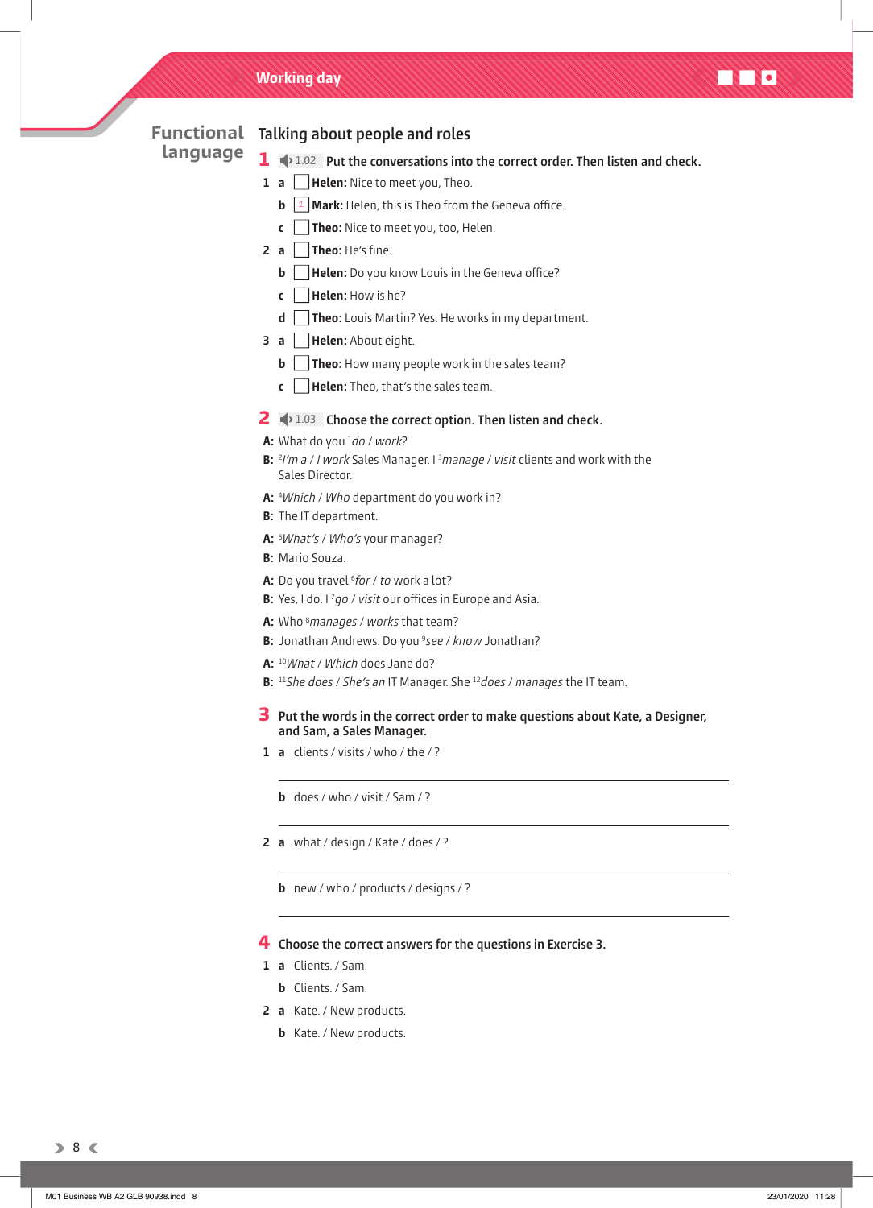# Functional language

## Talking about people and roles

**1** 1.02 **Put the conversations into the correct order. Then listen and check.**

**1** **a** ☐ **Helen:** Nice to meet you, Theo.

**b** 1 **Mark:** Helen, this is Theo from the Geneva office.

**c** ☐ **Theo:** Nice to meet you, too, Helen.

**2** **a** ☐ **Theo:** He's fine.

**b** ☐ **Helen:** Do you know Louis in the Geneva office?

**c** ☐ **Helen:** How is he?

**d** ☐ **Theo:** Louis Martin? Yes. He works in my department.

**3** **a** ☐ **Helen:** About eight.

**b** ☐ **Theo:** How many people work in the sales team?

**c** ☐ **Helen:** Theo, that's the sales team.

**2** 1.03 **Choose the correct option. Then listen and check.**

**A:** What do you [1]*do / work*?

**B:** [2]*I'm a / I work* Sales Manager. I [3]*manage / visit* clients and work with the Sales Director.

**A:** [4]*Which / Who* department do you work in?

**B:** The IT department.

**A:** [5]*What's / Who's* your manager?

**B:** Mario Souza.

**A:** Do you travel [6]*for / to* work a lot?

**B:** Yes, I do. I [7]*go / visit* our offices in Europe and Asia.

**A:** Who [8]*manages / works* that team?

**B:** Jonathan Andrews. Do you [9]*see / know* Jonathan?

**A:** [10]*What / Which* does Jane do?

**B:** [11]*She does / She's an* IT Manager. She [12]*does / manages* the IT team.

**3** **Put the words in the correct order to make questions about Kate, a Designer, and Sam, a Sales Manager.**

**1** **a** clients / visits / who / the / ?

_______________________________________________

**b** does / who / visit / Sam / ?

_______________________________________________

**2** **a** what / design / Kate / does / ?

_______________________________________________

**b** new / who / products / designs / ?

_______________________________________________

**4** **Choose the correct answers for the questions in Exercise 3.**

**1** **a** Clients. / Sam.

**b** Clients. / Sam.

**2** **a** Kate. / New products.

**b** Kate. / New products.